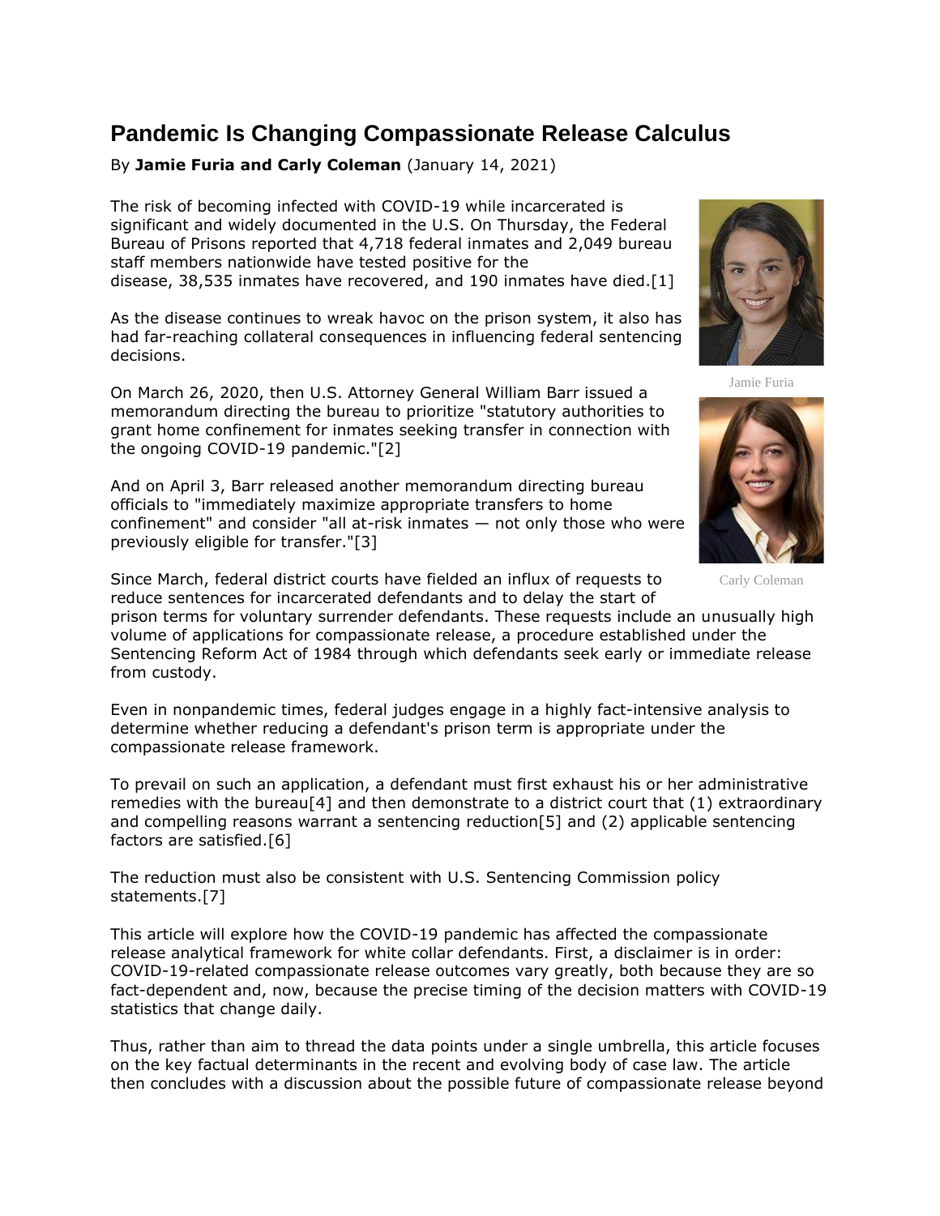# Pandemic Is Changing Compassionate Release Calculus

By **Jamie Furia and Carly Coleman** (January 14, 2021)

The risk of becoming infected with COVID-19 while incarcerated is significant and widely documented in the U.S. On Thursday, the Federal Bureau of Prisons reported that 4,718 federal inmates and 2,049 bureau staff members nationwide have tested positive for the disease, 38,535 inmates have recovered, and 190 inmates have died.[1]

Jamie Furia

As the disease continues to wreak havoc on the prison system, it also has had far-reaching collateral consequences in influencing federal sentencing decisions.

On March 26, 2020, then U.S. Attorney General William Barr issued a memorandum directing the bureau to prioritize "statutory authorities to grant home confinement for inmates seeking transfer in connection with the ongoing COVID-19 pandemic."[2]

And on April 3, Barr released another memorandum directing bureau officials to "immediately maximize appropriate transfers to home confinement" and consider "all at-risk inmates — not only those who were previously eligible for transfer."[3]

Carly Coleman

Since March, federal district courts have fielded an influx of requests to reduce sentences for incarcerated defendants and to delay the start of prison terms for voluntary surrender defendants. These requests include an unusually high volume of applications for compassionate release, a procedure established under the Sentencing Reform Act of 1984 through which defendants seek early or immediate release from custody.

Even in nonpandemic times, federal judges engage in a highly fact-intensive analysis to determine whether reducing a defendant's prison term is appropriate under the compassionate release framework.

To prevail on such an application, a defendant must first exhaust his or her administrative remedies with the bureau[4] and then demonstrate to a district court that (1) extraordinary and compelling reasons warrant a sentencing reduction[5] and (2) applicable sentencing factors are satisfied.[6]

The reduction must also be consistent with U.S. Sentencing Commission policy statements.[7]

This article will explore how the COVID-19 pandemic has affected the compassionate release analytical framework for white collar defendants. First, a disclaimer is in order: COVID-19-related compassionate release outcomes vary greatly, both because they are so fact-dependent and, now, because the precise timing of the decision matters with COVID-19 statistics that change daily.

Thus, rather than aim to thread the data points under a single umbrella, this article focuses on the key factual determinants in the recent and evolving body of case law. The article then concludes with a discussion about the possible future of compassionate release beyond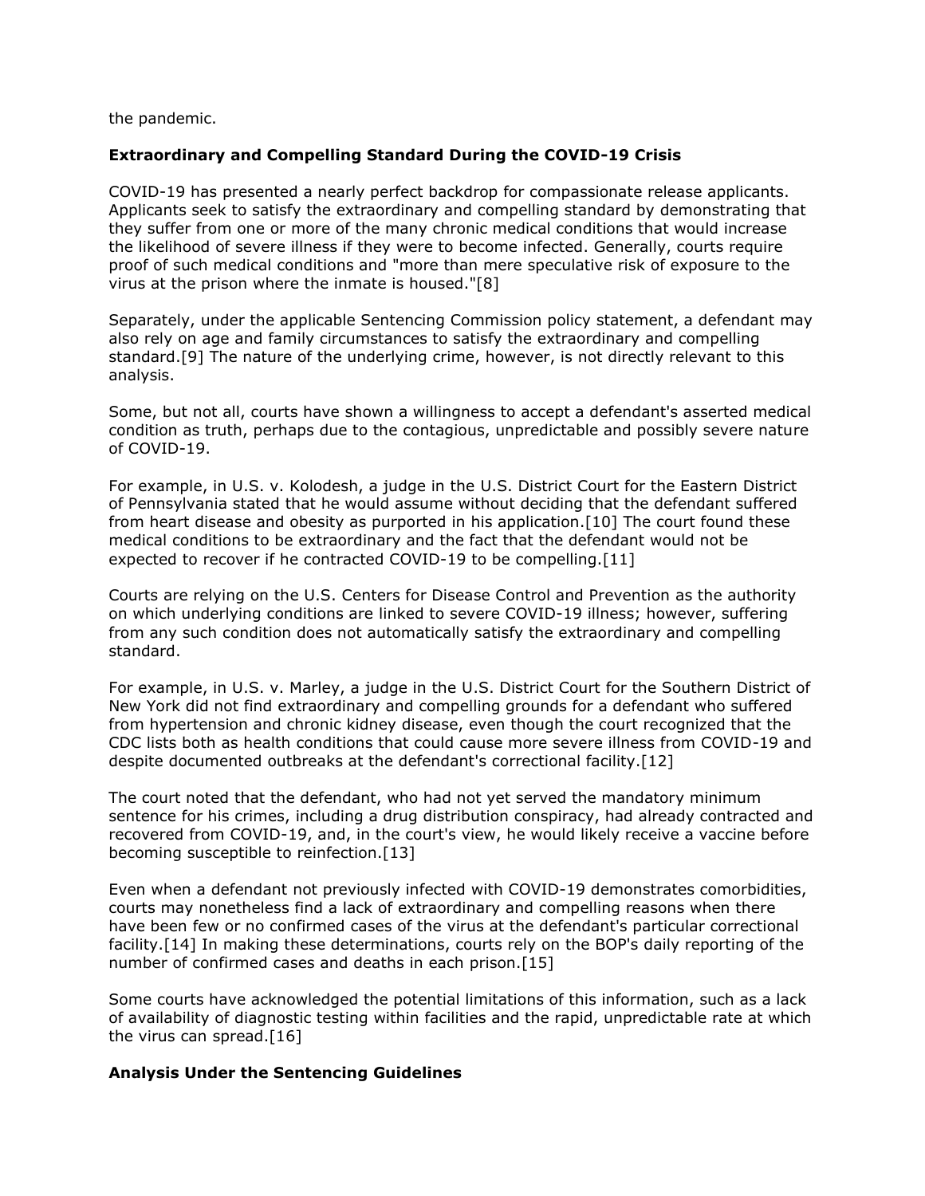the pandemic.

**Extraordinary and Compelling Standard During the COVID-19 Crisis**

COVID-19 has presented a nearly perfect backdrop for compassionate release applicants. Applicants seek to satisfy the extraordinary and compelling standard by demonstrating that they suffer from one or more of the many chronic medical conditions that would increase the likelihood of severe illness if they were to become infected. Generally, courts require proof of such medical conditions and "more than mere speculative risk of exposure to the virus at the prison where the inmate is housed."[8]

Separately, under the applicable Sentencing Commission policy statement, a defendant may also rely on age and family circumstances to satisfy the extraordinary and compelling standard.[9] The nature of the underlying crime, however, is not directly relevant to this analysis.

Some, but not all, courts have shown a willingness to accept a defendant's asserted medical condition as truth, perhaps due to the contagious, unpredictable and possibly severe nature of COVID-19.

For example, in U.S. v. Kolodesh, a judge in the U.S. District Court for the Eastern District of Pennsylvania stated that he would assume without deciding that the defendant suffered from heart disease and obesity as purported in his application.[10] The court found these medical conditions to be extraordinary and the fact that the defendant would not be expected to recover if he contracted COVID-19 to be compelling.[11]

Courts are relying on the U.S. Centers for Disease Control and Prevention as the authority on which underlying conditions are linked to severe COVID-19 illness; however, suffering from any such condition does not automatically satisfy the extraordinary and compelling standard.

For example, in U.S. v. Marley, a judge in the U.S. District Court for the Southern District of New York did not find extraordinary and compelling grounds for a defendant who suffered from hypertension and chronic kidney disease, even though the court recognized that the CDC lists both as health conditions that could cause more severe illness from COVID-19 and despite documented outbreaks at the defendant's correctional facility.[12]

The court noted that the defendant, who had not yet served the mandatory minimum sentence for his crimes, including a drug distribution conspiracy, had already contracted and recovered from COVID-19, and, in the court's view, he would likely receive a vaccine before becoming susceptible to reinfection.[13]

Even when a defendant not previously infected with COVID-19 demonstrates comorbidities, courts may nonetheless find a lack of extraordinary and compelling reasons when there have been few or no confirmed cases of the virus at the defendant's particular correctional facility.[14] In making these determinations, courts rely on the BOP's daily reporting of the number of confirmed cases and deaths in each prison.[15]

Some courts have acknowledged the potential limitations of this information, such as a lack of availability of diagnostic testing within facilities and the rapid, unpredictable rate at which the virus can spread.[16]

**Analysis Under the Sentencing Guidelines**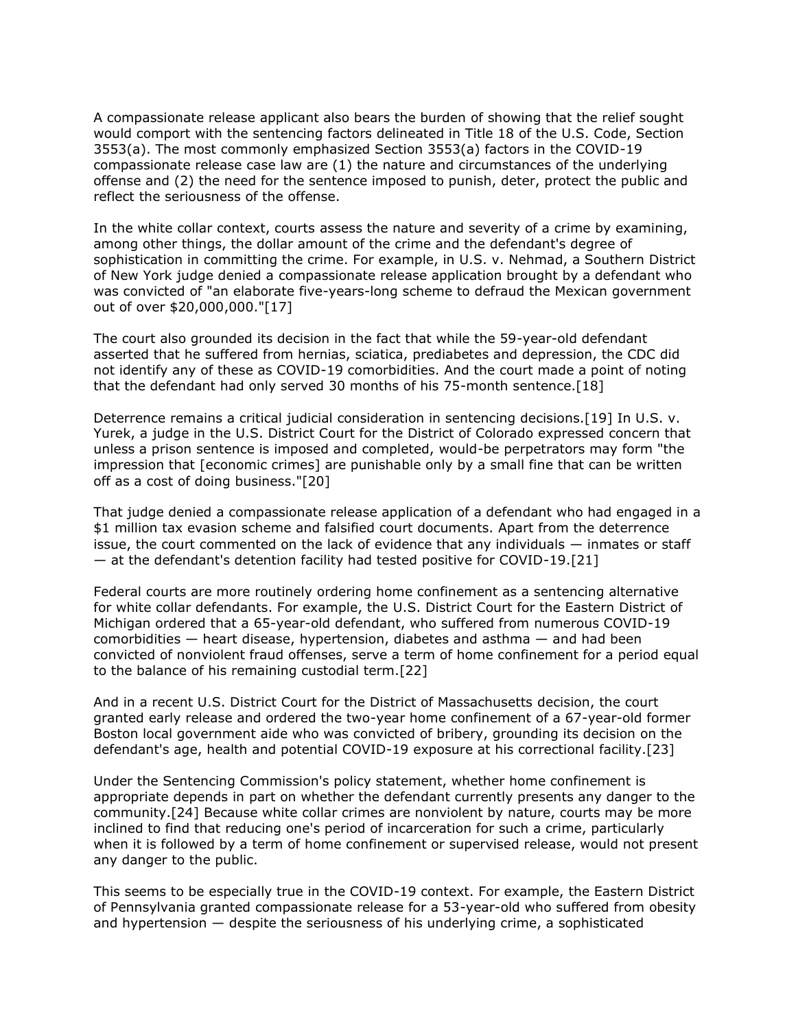A compassionate release applicant also bears the burden of showing that the relief sought would comport with the sentencing factors delineated in Title 18 of the U.S. Code, Section 3553(a). The most commonly emphasized Section 3553(a) factors in the COVID-19 compassionate release case law are (1) the nature and circumstances of the underlying offense and (2) the need for the sentence imposed to punish, deter, protect the public and reflect the seriousness of the offense.

In the white collar context, courts assess the nature and severity of a crime by examining, among other things, the dollar amount of the crime and the defendant's degree of sophistication in committing the crime. For example, in U.S. v. Nehmad, a Southern District of New York judge denied a compassionate release application brought by a defendant who was convicted of "an elaborate five-years-long scheme to defraud the Mexican government out of over $20,000,000."[17]

The court also grounded its decision in the fact that while the 59-year-old defendant asserted that he suffered from hernias, sciatica, prediabetes and depression, the CDC did not identify any of these as COVID-19 comorbidities. And the court made a point of noting that the defendant had only served 30 months of his 75-month sentence.[18]

Deterrence remains a critical judicial consideration in sentencing decisions.[19] In U.S. v. Yurek, a judge in the U.S. District Court for the District of Colorado expressed concern that unless a prison sentence is imposed and completed, would-be perpetrators may form "the impression that [economic crimes] are punishable only by a small fine that can be written off as a cost of doing business."[20]

That judge denied a compassionate release application of a defendant who had engaged in a $1 million tax evasion scheme and falsified court documents. Apart from the deterrence issue, the court commented on the lack of evidence that any individuals — inmates or staff — at the defendant's detention facility had tested positive for COVID-19.[21]

Federal courts are more routinely ordering home confinement as a sentencing alternative for white collar defendants. For example, the U.S. District Court for the Eastern District of Michigan ordered that a 65-year-old defendant, who suffered from numerous COVID-19 comorbidities — heart disease, hypertension, diabetes and asthma — and had been convicted of nonviolent fraud offenses, serve a term of home confinement for a period equal to the balance of his remaining custodial term.[22]

And in a recent U.S. District Court for the District of Massachusetts decision, the court granted early release and ordered the two-year home confinement of a 67-year-old former Boston local government aide who was convicted of bribery, grounding its decision on the defendant's age, health and potential COVID-19 exposure at his correctional facility.[23]

Under the Sentencing Commission's policy statement, whether home confinement is appropriate depends in part on whether the defendant currently presents any danger to the community.[24] Because white collar crimes are nonviolent by nature, courts may be more inclined to find that reducing one's period of incarceration for such a crime, particularly when it is followed by a term of home confinement or supervised release, would not present any danger to the public.

This seems to be especially true in the COVID-19 context. For example, the Eastern District of Pennsylvania granted compassionate release for a 53-year-old who suffered from obesity and hypertension — despite the seriousness of his underlying crime, a sophisticated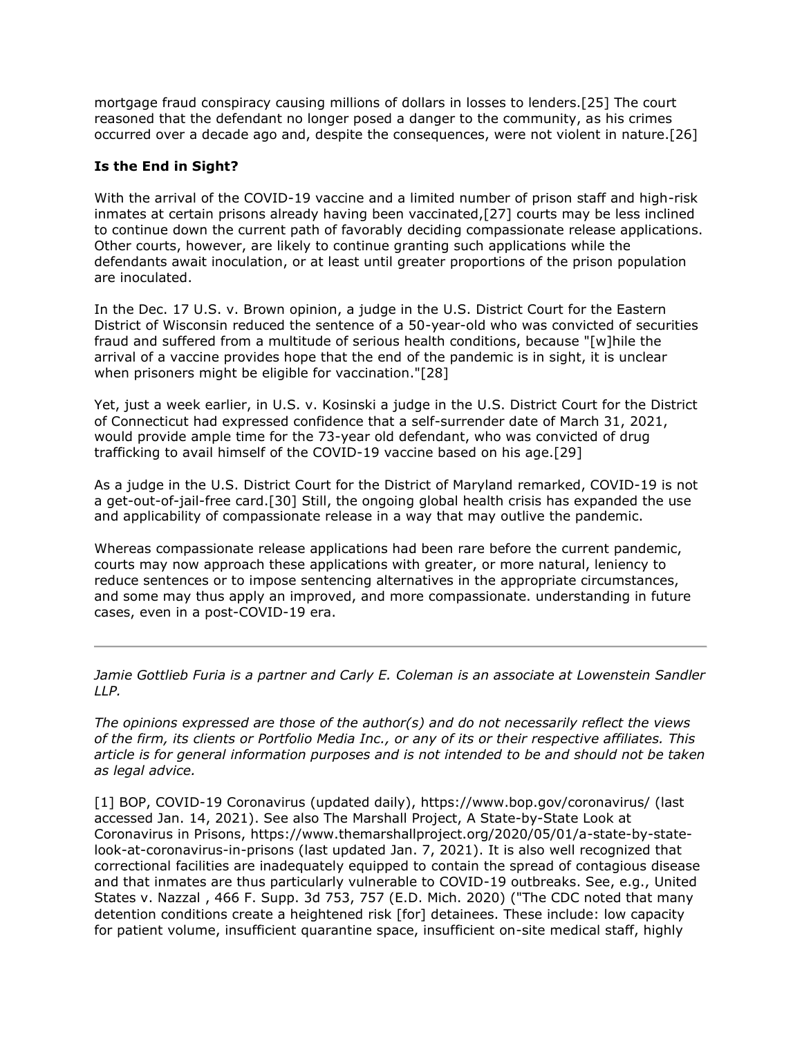mortgage fraud conspiracy causing millions of dollars in losses to lenders.[25] The court reasoned that the defendant no longer posed a danger to the community, as his crimes occurred over a decade ago and, despite the consequences, were not violent in nature.[26]

**Is the End in Sight?**

With the arrival of the COVID-19 vaccine and a limited number of prison staff and high-risk inmates at certain prisons already having been vaccinated,[27] courts may be less inclined to continue down the current path of favorably deciding compassionate release applications. Other courts, however, are likely to continue granting such applications while the defendants await inoculation, or at least until greater proportions of the prison population are inoculated.

In the Dec. 17 U.S. v. Brown opinion, a judge in the U.S. District Court for the Eastern District of Wisconsin reduced the sentence of a 50-year-old who was convicted of securities fraud and suffered from a multitude of serious health conditions, because "[w]hile the arrival of a vaccine provides hope that the end of the pandemic is in sight, it is unclear when prisoners might be eligible for vaccination."[28]

Yet, just a week earlier, in U.S. v. Kosinski a judge in the U.S. District Court for the District of Connecticut had expressed confidence that a self-surrender date of March 31, 2021, would provide ample time for the 73-year old defendant, who was convicted of drug trafficking to avail himself of the COVID-19 vaccine based on his age.[29]

As a judge in the U.S. District Court for the District of Maryland remarked, COVID-19 is not a get-out-of-jail-free card.[30] Still, the ongoing global health crisis has expanded the use and applicability of compassionate release in a way that may outlive the pandemic.

Whereas compassionate release applications had been rare before the current pandemic, courts may now approach these applications with greater, or more natural, leniency to reduce sentences or to impose sentencing alternatives in the appropriate circumstances, and some may thus apply an improved, and more compassionate. understanding in future cases, even in a post-COVID-19 era.

---

*Jamie Gottlieb Furia is a partner and Carly E. Coleman is an associate at Lowenstein Sandler LLP.*

*The opinions expressed are those of the author(s) and do not necessarily reflect the views of the firm, its clients or Portfolio Media Inc., or any of its or their respective affiliates. This article is for general information purposes and is not intended to be and should not be taken as legal advice.*

[1] BOP, COVID-19 Coronavirus (updated daily), https://www.bop.gov/coronavirus/ (last accessed Jan. 14, 2021). See also The Marshall Project, A State-by-State Look at Coronavirus in Prisons, https://www.themarshallproject.org/2020/05/01/a-state-by-state-look-at-coronavirus-in-prisons (last updated Jan. 7, 2021). It is also well recognized that correctional facilities are inadequately equipped to contain the spread of contagious disease and that inmates are thus particularly vulnerable to COVID-19 outbreaks. See, e.g., United States v. Nazzal , 466 F. Supp. 3d 753, 757 (E.D. Mich. 2020) ("The CDC noted that many detention conditions create a heightened risk [for] detainees. These include: low capacity for patient volume, insufficient quarantine space, insufficient on-site medical staff, highly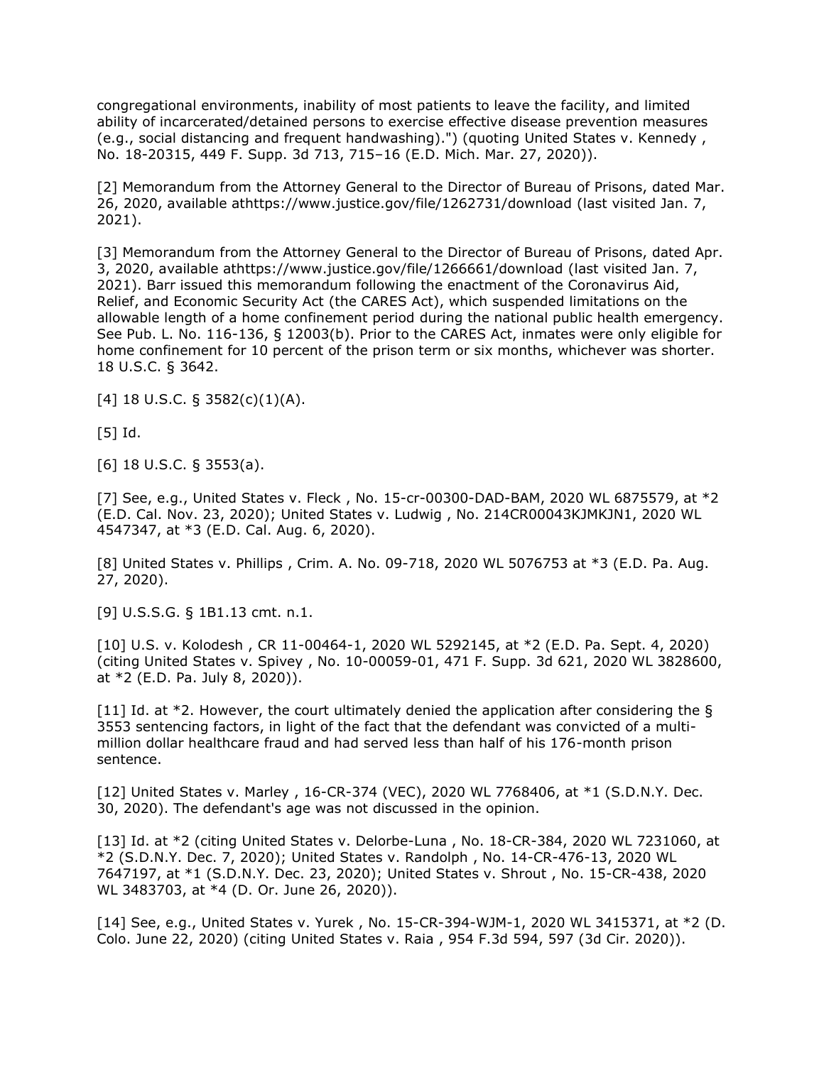congregational environments, inability of most patients to leave the facility, and limited ability of incarcerated/detained persons to exercise effective disease prevention measures (e.g., social distancing and frequent handwashing).") (quoting United States v. Kennedy , No. 18-20315, 449 F. Supp. 3d 713, 715–16 (E.D. Mich. Mar. 27, 2020)).

[2] Memorandum from the Attorney General to the Director of Bureau of Prisons, dated Mar. 26, 2020, available athttps://www.justice.gov/file/1262731/download (last visited Jan. 7, 2021).

[3] Memorandum from the Attorney General to the Director of Bureau of Prisons, dated Apr. 3, 2020, available athttps://www.justice.gov/file/1266661/download (last visited Jan. 7, 2021). Barr issued this memorandum following the enactment of the Coronavirus Aid, Relief, and Economic Security Act (the CARES Act), which suspended limitations on the allowable length of a home confinement period during the national public health emergency. See Pub. L. No. 116-136, § 12003(b). Prior to the CARES Act, inmates were only eligible for home confinement for 10 percent of the prison term or six months, whichever was shorter. 18 U.S.C. § 3642.

[4] 18 U.S.C. § 3582(c)(1)(A).

[5] Id.

[6] 18 U.S.C. § 3553(a).

[7] See, e.g., United States v. Fleck , No. 15-cr-00300-DAD-BAM, 2020 WL 6875579, at *2 (E.D. Cal. Nov. 23, 2020); United States v. Ludwig , No. 214CR00043KJMKJN1, 2020 WL 4547347, at *3 (E.D. Cal. Aug. 6, 2020).

[8] United States v. Phillips , Crim. A. No. 09-718, 2020 WL 5076753 at *3 (E.D. Pa. Aug. 27, 2020).

[9] U.S.S.G. § 1B1.13 cmt. n.1.

[10] U.S. v. Kolodesh , CR 11-00464-1, 2020 WL 5292145, at *2 (E.D. Pa. Sept. 4, 2020) (citing United States v. Spivey , No. 10-00059-01, 471 F. Supp. 3d 621, 2020 WL 3828600, at *2 (E.D. Pa. July 8, 2020)).

[11] Id. at *2. However, the court ultimately denied the application after considering the § 3553 sentencing factors, in light of the fact that the defendant was convicted of a multi-million dollar healthcare fraud and had served less than half of his 176-month prison sentence.

[12] United States v. Marley , 16-CR-374 (VEC), 2020 WL 7768406, at *1 (S.D.N.Y. Dec. 30, 2020). The defendant's age was not discussed in the opinion.

[13] Id. at *2 (citing United States v. Delorbe-Luna , No. 18-CR-384, 2020 WL 7231060, at *2 (S.D.N.Y. Dec. 7, 2020); United States v. Randolph , No. 14-CR-476-13, 2020 WL 7647197, at *1 (S.D.N.Y. Dec. 23, 2020); United States v. Shrout , No. 15-CR-438, 2020 WL 3483703, at *4 (D. Or. June 26, 2020)).

[14] See, e.g., United States v. Yurek , No. 15-CR-394-WJM-1, 2020 WL 3415371, at *2 (D. Colo. June 22, 2020) (citing United States v. Raia , 954 F.3d 594, 597 (3d Cir. 2020)).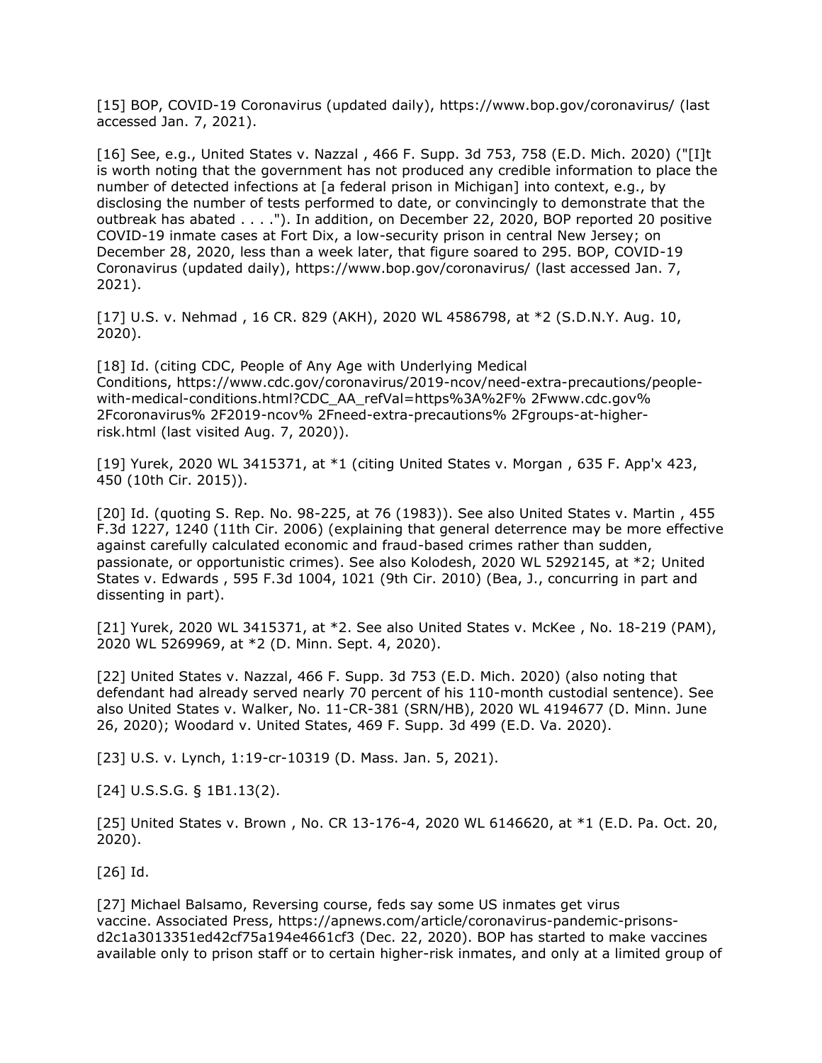[15] BOP, COVID-19 Coronavirus (updated daily), https://www.bop.gov/coronavirus/ (last accessed Jan. 7, 2021).

[16] See, e.g., United States v. Nazzal , 466 F. Supp. 3d 753, 758 (E.D. Mich. 2020) ("[I]t is worth noting that the government has not produced any credible information to place the number of detected infections at [a federal prison in Michigan] into context, e.g., by disclosing the number of tests performed to date, or convincingly to demonstrate that the outbreak has abated . . . ."). In addition, on December 22, 2020, BOP reported 20 positive COVID-19 inmate cases at Fort Dix, a low-security prison in central New Jersey; on December 28, 2020, less than a week later, that figure soared to 295. BOP, COVID-19 Coronavirus (updated daily), https://www.bop.gov/coronavirus/ (last accessed Jan. 7, 2021).

[17] U.S. v. Nehmad , 16 CR. 829 (AKH), 2020 WL 4586798, at *2 (S.D.N.Y. Aug. 10, 2020).

[18] Id. (citing CDC, People of Any Age with Underlying Medical Conditions, https://www.cdc.gov/coronavirus/2019-ncov/need-extra-precautions/people-with-medical-conditions.html?CDC_AA_refVal=https%3A%2F% 2Fwww.cdc.gov% 2Fcoronavirus% 2F2019-ncov% 2Fneed-extra-precautions% 2Fgroups-at-higher-risk.html (last visited Aug. 7, 2020)).

[19] Yurek, 2020 WL 3415371, at *1 (citing United States v. Morgan , 635 F. App'x 423, 450 (10th Cir. 2015)).

[20] Id. (quoting S. Rep. No. 98-225, at 76 (1983)). See also United States v. Martin , 455 F.3d 1227, 1240 (11th Cir. 2006) (explaining that general deterrence may be more effective against carefully calculated economic and fraud-based crimes rather than sudden, passionate, or opportunistic crimes). See also Kolodesh, 2020 WL 5292145, at *2; United States v. Edwards , 595 F.3d 1004, 1021 (9th Cir. 2010) (Bea, J., concurring in part and dissenting in part).

[21] Yurek, 2020 WL 3415371, at *2. See also United States v. McKee , No. 18-219 (PAM), 2020 WL 5269969, at *2 (D. Minn. Sept. 4, 2020).

[22] United States v. Nazzal, 466 F. Supp. 3d 753 (E.D. Mich. 2020) (also noting that defendant had already served nearly 70 percent of his 110-month custodial sentence). See also United States v. Walker, No. 11-CR-381 (SRN/HB), 2020 WL 4194677 (D. Minn. June 26, 2020); Woodard v. United States, 469 F. Supp. 3d 499 (E.D. Va. 2020).

[23] U.S. v. Lynch, 1:19-cr-10319 (D. Mass. Jan. 5, 2021).

[24] U.S.S.G. § 1B1.13(2).

[25] United States v. Brown , No. CR 13-176-4, 2020 WL 6146620, at *1 (E.D. Pa. Oct. 20, 2020).

[26] Id.

[27] Michael Balsamo, Reversing course, feds say some US inmates get virus vaccine. Associated Press, https://apnews.com/article/coronavirus-pandemic-prisons-d2c1a3013351ed42cf75a194e4661cf3 (Dec. 22, 2020). BOP has started to make vaccines available only to prison staff or to certain higher-risk inmates, and only at a limited group of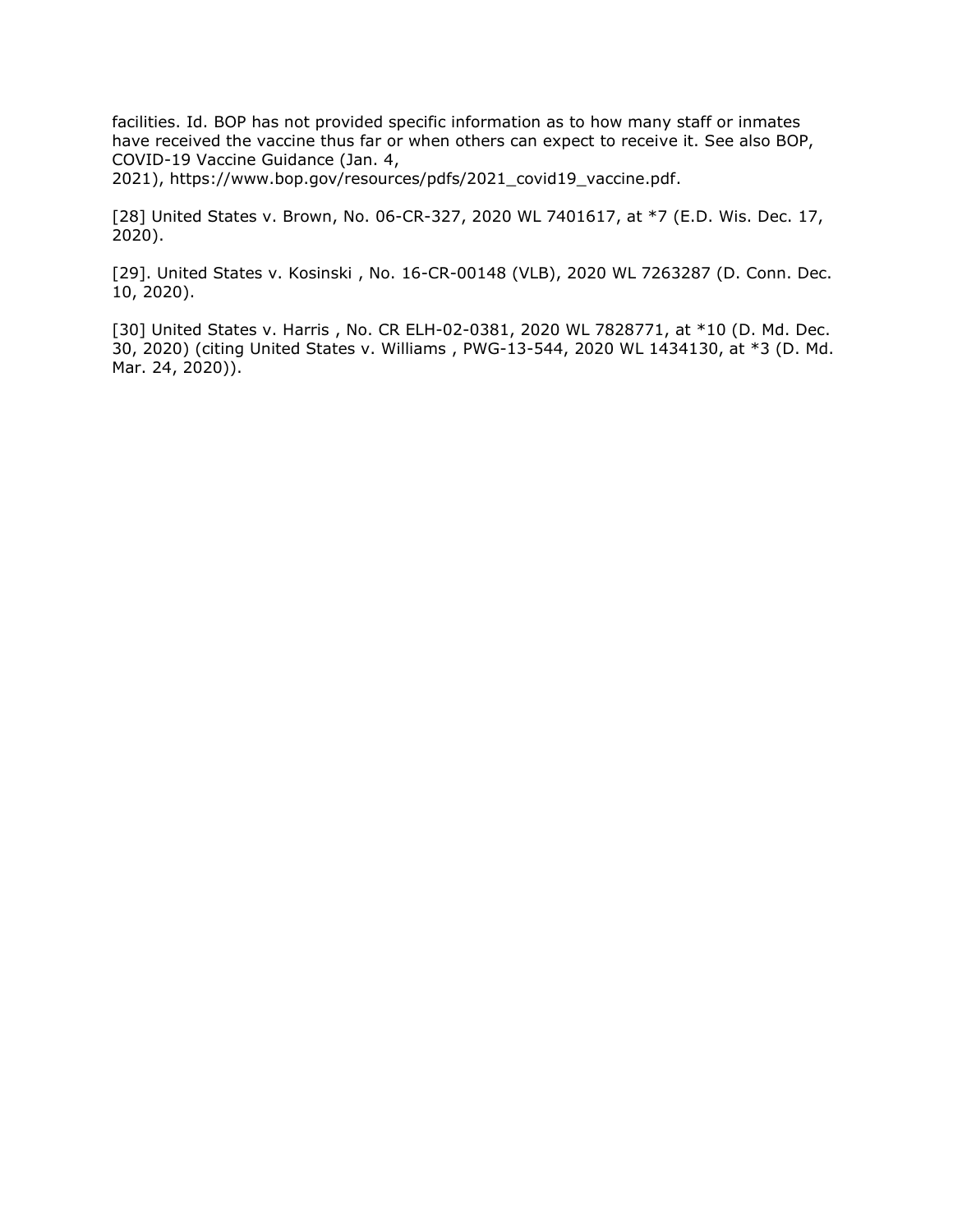facilities. Id. BOP has not provided specific information as to how many staff or inmates have received the vaccine thus far or when others can expect to receive it. See also BOP, COVID-19 Vaccine Guidance (Jan. 4, 2021), https://www.bop.gov/resources/pdfs/2021_covid19_vaccine.pdf.

[28] United States v. Brown, No. 06-CR-327, 2020 WL 7401617, at *7 (E.D. Wis. Dec. 17, 2020).

[29]. United States v. Kosinski , No. 16-CR-00148 (VLB), 2020 WL 7263287 (D. Conn. Dec. 10, 2020).

[30] United States v. Harris , No. CR ELH-02-0381, 2020 WL 7828771, at *10 (D. Md. Dec. 30, 2020) (citing United States v. Williams , PWG-13-544, 2020 WL 1434130, at *3 (D. Md. Mar. 24, 2020)).